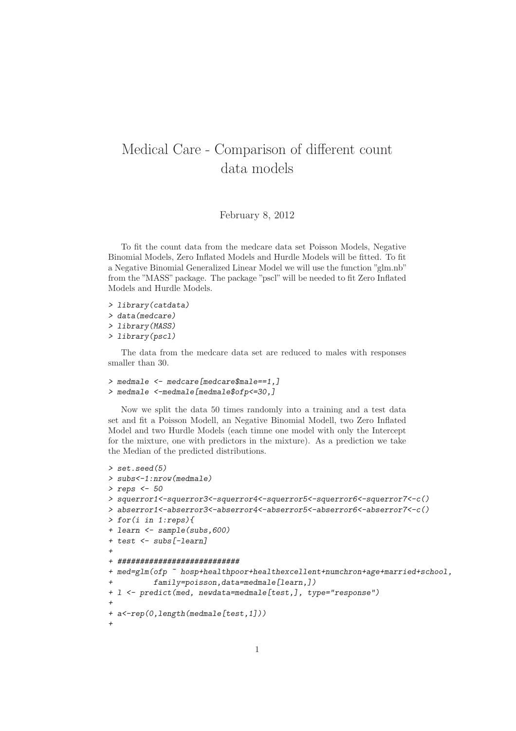# Medical Care - Comparison of different count data models

February 8, 2012

To fit the count data from the medcare data set Poisson Models, Negative Binomial Models, Zero Inflated Models and Hurdle Models will be fitted. To fit a Negative Binomial Generalized Linear Model we will use the function "glm.nb" from the "MASS" package. The package "pscl" will be needed to fit Zero Inflated Models and Hurdle Models.

```
> library(catdata)
> data(medcare)
> library(MASS)
> library(pscl)
```

The data from the medcare data set are reduced to males with responses smaller than 30.

```
> medmale <- medcare[medcare$male==1,]
> medmale <-medmale[medmale$ofp<=30,]
```

Now we split the data 50 times randomly into a training and a test data set and fit a Poisson Modell, an Negative Binomial Modell, two Zero Inflated Model and two Hurdle Models (each timne one model with only the Intercept for the mixture, one with predictors in the mixture). As a prediction we take the Median of the predicted distributions.

```
> set.seed(5)
> subs<-1:nrow(medmale)
> reps <- 50
> squerror1<-squerror3<-squerror4<-squerror5<-squerror6<-squerror7<-c()
> abserror1<-abserror3<-abserror4<-abserror5<-abserror6<-abserror7<-c()
> for(i in 1:reps){
+ learn <- sample(subs,600)
+ test <- subs[-learn]
+
+ ###########################
+ med=glm(ofp ~ hosp+healthpoor+healthexcellent+numchron+age+married+school,
+         family=poisson,data=medmale[learn,])
+ l <- predict(med, newdata=medmale[test,], type="response")
+
+ a<-rep(0,length(medmale[test,1]))
+
```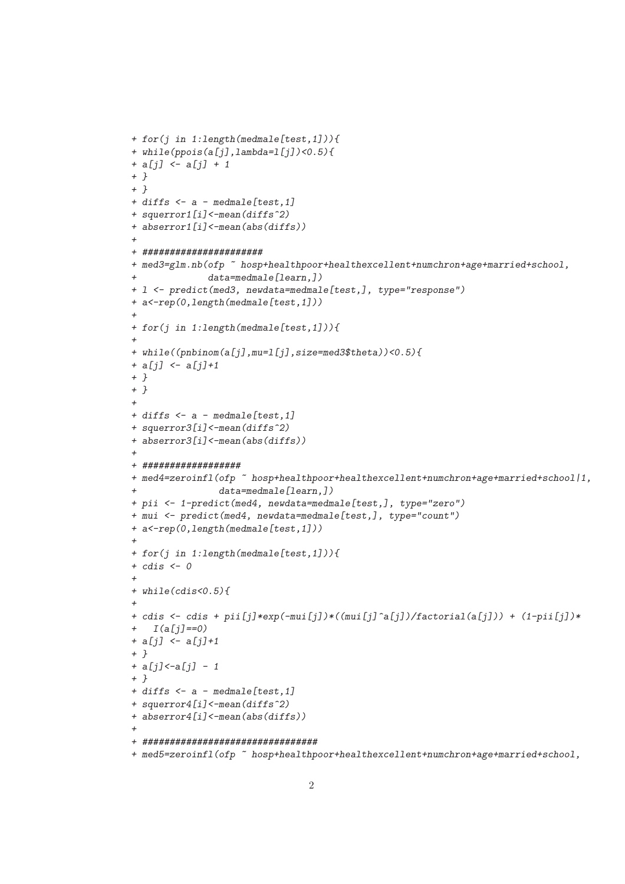```
+ for(j in 1:length(medmale[test,1])){
+ while(ppois(a[j],lambda=l[j])<0.5){
+ a[j] <- a[j] + 1
+ }
+ }
+ diffs <- a - medmale[test,1]
+ squerror1[i]<-mean(diffs^2)
+ abserror1[i]<-mean(abs(diffs))
+
+ ######################
+ med3=glm.nb(ofp ~ hosp+healthpoor+healthexcellent+numchron+age+married+school,
+             data=medmale[learn,])
+ l <- predict(med3, newdata=medmale[test,], type="response")
+ a<-rep(0,length(medmale[test,1]))
+
+ for(j in 1:length(medmale[test,1])){
+
+ while((pnbinom(a[j],mu=l[j],size=med3$theta))<0.5){
+ a[j] <- a[j]+1
+ }
+ }
+
+ diffs <- a - medmale[test,1]
+ squerror3[i]<-mean(diffs^2)
+ abserror3[i]<-mean(abs(diffs))
+
+ ##################
+ med4=zeroinfl(ofp ~ hosp+healthpoor+healthexcellent+numchron+age+married+school|1,
+               data=medmale[learn,])
+ pii <- 1-predict(med4, newdata=medmale[test,], type="zero")
+ mui <- predict(med4, newdata=medmale[test,], type="count")
+ a<-rep(0,length(medmale[test,1]))
+
+ for(j in 1:length(medmale[test,1])){
+ cdis <- 0
+
+ while(cdis<0.5){
+
+ cdis <- cdis + pii[j]*exp(-mui[j])*((mui[j]^a[j])/factorial(a[j])) + (1-pii[j])*
+   I(a[j]==0)
+ a[j] <- a[j]+1
+ }
+ a[j]<-a[j] - 1
+ }
+ diffs <- a - medmale[test,1]
+ squerror4[i]<-mean(diffs^2)
+ abserror4[i]<-mean(abs(diffs))
+
+ ################################
+ med5=zeroinfl(ofp ~ hosp+healthpoor+healthexcellent+numchron+age+married+school,
```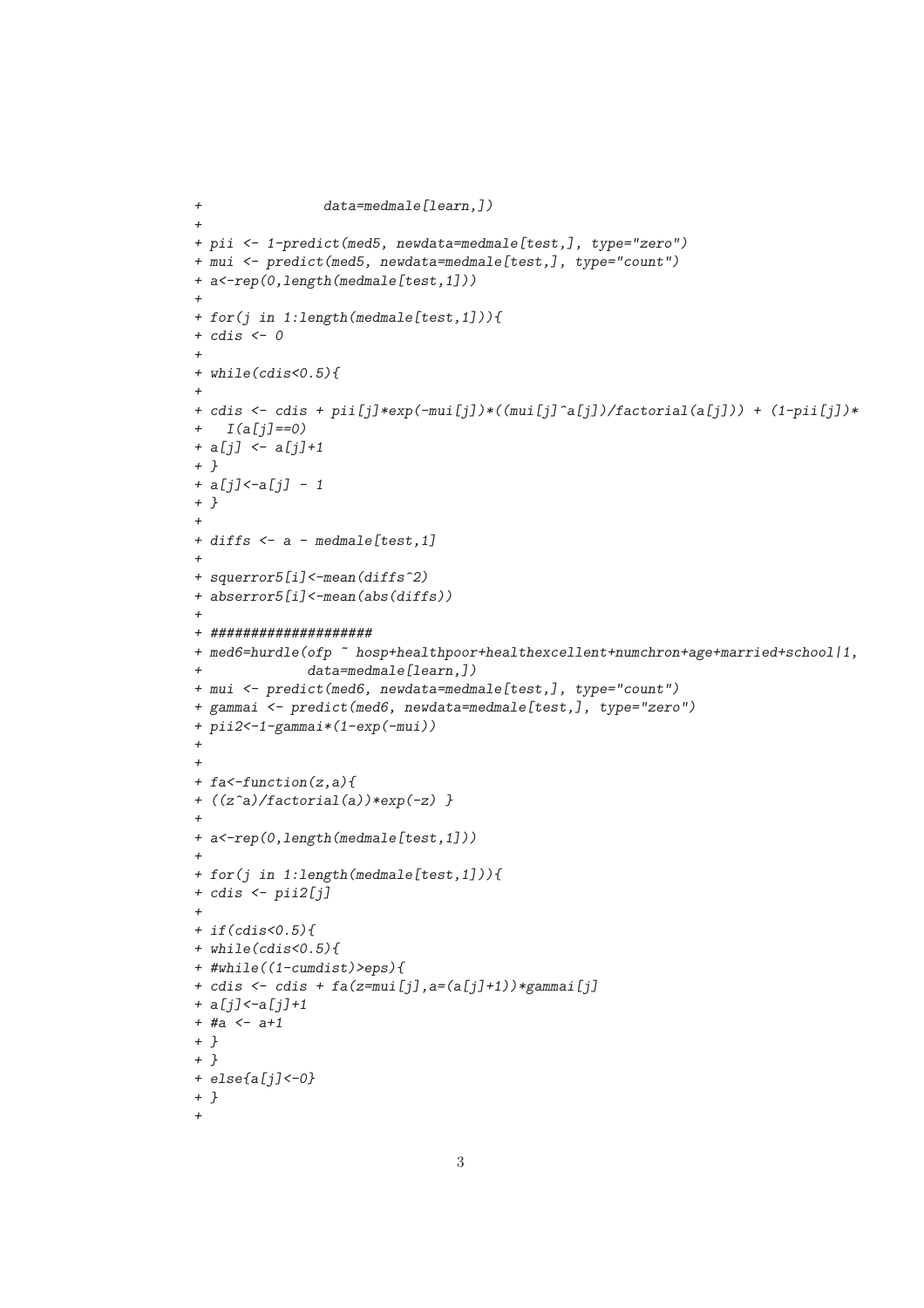```
+                 data=medmale[learn,])
+
+ pii <- 1-predict(med5, newdata=medmale[test,], type="zero")
+ mui <- predict(med5, newdata=medmale[test,], type="count")
+ a<-rep(0,length(medmale[test,1]))
+
+ for(j in 1:length(medmale[test,1])){
+ cdis <- 0
+
+ while(cdis<0.5){
+
+ cdis <- cdis + pii[j]*exp(-mui[j])*((mui[j]^a[j])/factorial(a[j])) + (1-pii[j])*
+   I(a[j]==0)
+ a[j] <- a[j]+1
+ }
+ a[j]<-a[j] - 1
+ }
+
+ diffs <- a - medmale[test,1]
+
+ squerror5[i]<-mean(diffs^2)
+ abserror5[i]<-mean(abs(diffs))
+
+ ####################
+ med6=hurdle(ofp ~ hosp+healthpoor+healthexcellent+numchron+age+married+school|1,
+              data=medmale[learn,])
+ mui <- predict(med6, newdata=medmale[test,], type="count")
+ gammai <- predict(med6, newdata=medmale[test,], type="zero")
+ pii2<-1-gammai*(1-exp(-mui))
+
+
+ fa<-function(z,a){
+ ((z^a)/factorial(a))*exp(-z) }
+
+ a<-rep(0,length(medmale[test,1]))
+
+ for(j in 1:length(medmale[test,1])){
+ cdis <- pii2[j]
+
+ if(cdis<0.5){
+ while(cdis<0.5){
+ #while((1-cumdist)>eps){
+ cdis <- cdis + fa(z=mui[j],a=(a[j]+1))*gammai[j]
+ a[j]<-a[j]+1
+ #a <- a+1
+ }
+ }
+ else{a[j]<-0}
+ }
+
```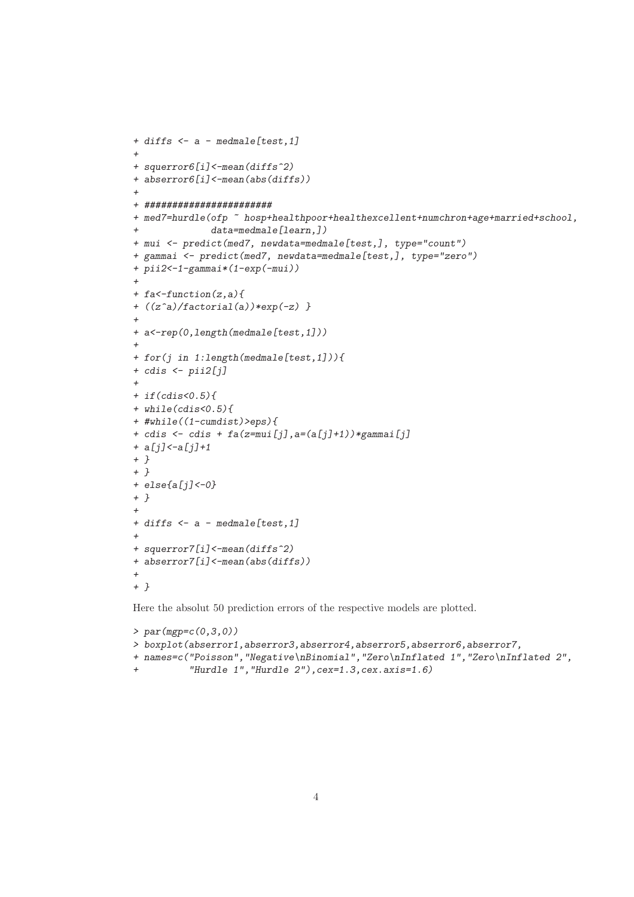```
+ diffs <- a - medmale[test,1]
+
+ squerror6[i]<-mean(diffs^2)
+ abserror6[i]<-mean(abs(diffs))
+
+ ######################
+ med7=hurdle(ofp ~ hosp+healthpoor+healthexcellent+numchron+age+married+school,
+             data=medmale[learn,])
+ mui <- predict(med7, newdata=medmale[test,], type="count")
+ gammai <- predict(med7, newdata=medmale[test,], type="zero")
+ pii2<-1-gammai*(1-exp(-mui))
+
+ fa<-function(z,a){
+ ((z^a)/factorial(a))*exp(-z) }
+
+ a<-rep(0,length(medmale[test,1]))
+
+ for(j in 1:length(medmale[test,1])){
+ cdis <- pii2[j]
+
+ if(cdis<0.5){
+ while(cdis<0.5){
+ #while((1-cumdist)>eps){
+ cdis <- cdis + fa(z=mui[j],a=(a[j]+1))*gammai[j]
+ a[j]<-a[j]+1
+ }
+ }
+ else{a[j]<-0}
+ }
+
+ diffs <- a - medmale[test,1]
+
+ squerror7[i]<-mean(diffs^2)
+ abserror7[i]<-mean(abs(diffs))
+
+ }
```

Here the absolut 50 prediction errors of the respective models are plotted.

```
> par(mgp=c(0,3,0))
> boxplot(abserror1,abserror3,abserror4,abserror5,abserror6,abserror7,
+ names=c("Poisson","Negative\nBinomial","Zero\nInflated 1","Zero\nInflated 2",
+         "Hurdle 1","Hurdle 2"),cex=1.3,cex.axis=1.6)
```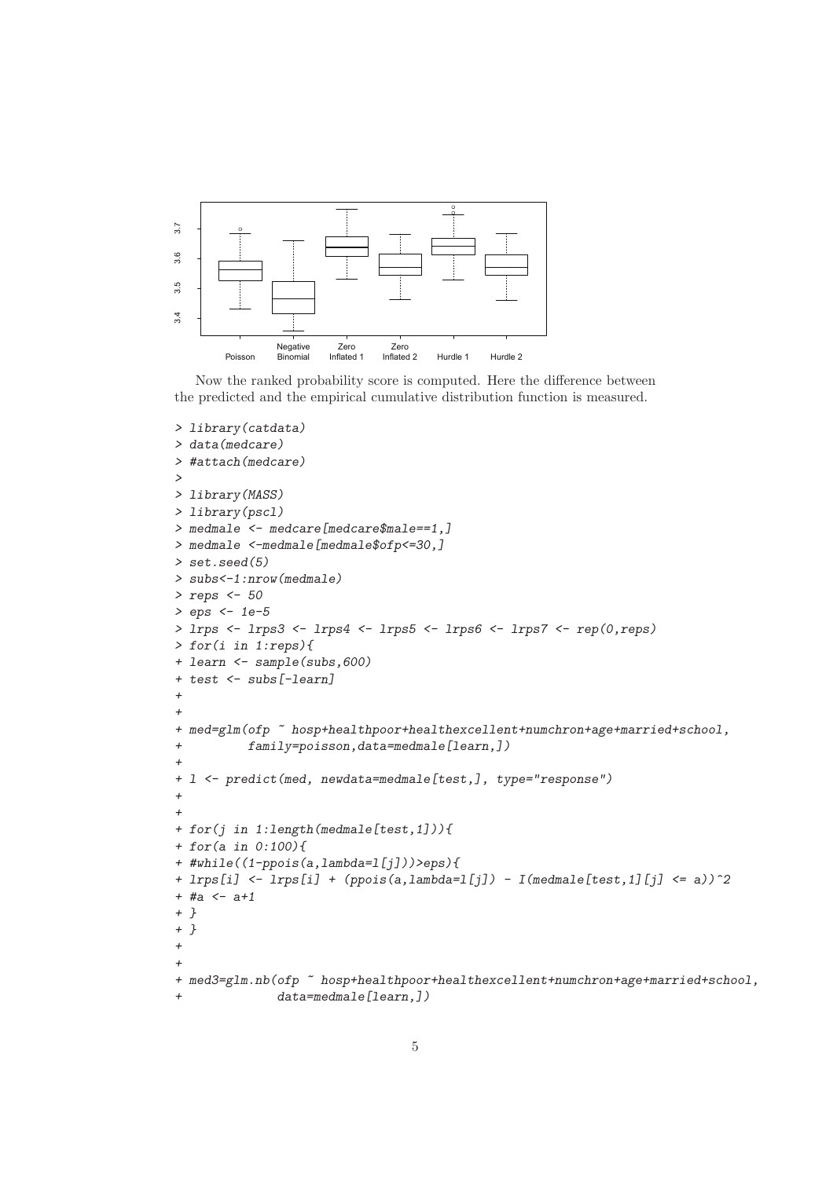Now the ranked probability score is computed. Here the difference between the predicted and the empirical cumulative distribution function is measured.

```
> library(catdata)
> data(medcare)
> #attach(medcare)
>
> library(MASS)
> library(pscl)
> medmale <- medcare[medcare$male==1,]
> medmale <-medmale[medmale$ofp<=30,]
> set.seed(5)
> subs<-1:nrow(medmale)
> reps <- 50
> eps <- 1e-5
> lrps <- lrps3 <- lrps4 <- lrps5 <- lrps6 <- lrps7 <- rep(0,reps)
> for(i in 1:reps){
+ learn <- sample(subs,600)
+ test <- subs[-learn]
+
+
+ med=glm(ofp ~ hosp+healthpoor+healthexcellent+numchron+age+married+school,
+         family=poisson,data=medmale[learn,])
+
+ l <- predict(med, newdata=medmale[test,], type="response")
+
+
+ for(j in 1:length(medmale[test,1])){
+ for(a in 0:100){
+ #while((1-ppois(a,lambda=l[j]))>eps){
+ lrps[i] <- lrps[i] + (ppois(a,lambda=l[j]) - I(medmale[test,1][j] <= a))^2
+ #a <- a+1
+ }
+ }
+
+
+ med3=glm.nb(ofp ~ hosp+healthpoor+healthexcellent+numchron+age+married+school,
+             data=medmale[learn,])
```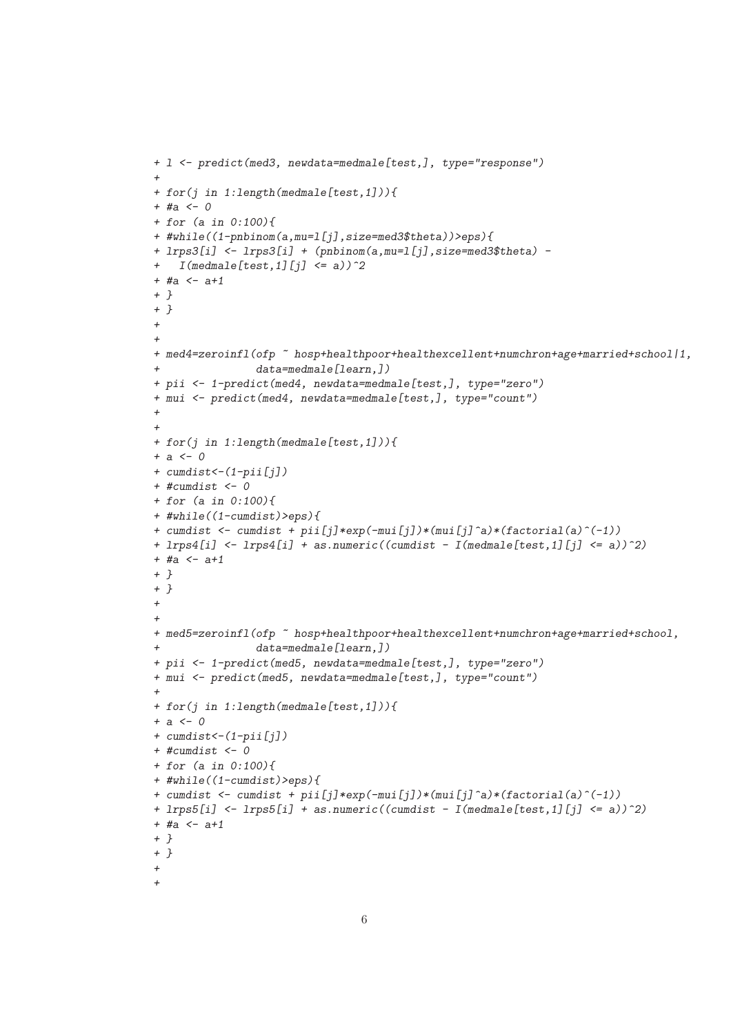```
+ l <- predict(med3, newdata=medmale[test,], type="response")
+
+ for(j in 1:length(medmale[test,1])){
+ #a <- 0
+ for (a in 0:100){
+ #while((1-pnbinom(a,mu=l[j],size=med3$theta))>eps){
+ lrps3[i] <- lrps3[i] + (pnbinom(a,mu=l[j],size=med3$theta) -
+   I(medmale[test,1][j] <= a))^2
+ #a <- a+1
+ }
+ }
+
+
+ med4=zeroinfl(ofp ~ hosp+healthpoor+healthexcellent+numchron+age+married+school|1,
+               data=medmale[learn,])
+ pii <- 1-predict(med4, newdata=medmale[test,], type="zero")
+ mui <- predict(med4, newdata=medmale[test,], type="count")
+
+
+ for(j in 1:length(medmale[test,1])){
+ a <- 0
+ cumdist<-(1-pii[j])
+ #cumdist <- 0
+ for (a in 0:100){
+ #while((1-cumdist)>eps){
+ cumdist <- cumdist + pii[j]*exp(-mui[j])*(mui[j]^a)*(factorial(a)^(-1))
+ lrps4[i] <- lrps4[i] + as.numeric((cumdist - I(medmale[test,1][j] <= a))^2)
+ #a <- a+1
+ }
+ }
+
+
+ med5=zeroinfl(ofp ~ hosp+healthpoor+healthexcellent+numchron+age+married+school,
+               data=medmale[learn,])
+ pii <- 1-predict(med5, newdata=medmale[test,], type="zero")
+ mui <- predict(med5, newdata=medmale[test,], type="count")
+
+ for(j in 1:length(medmale[test,1])){
+ a <- 0
+ cumdist<-(1-pii[j])
+ #cumdist <- 0
+ for (a in 0:100){
+ #while((1-cumdist)>eps){
+ cumdist <- cumdist + pii[j]*exp(-mui[j])*(mui[j]^a)*(factorial(a)^(-1))
+ lrps5[i] <- lrps5[i] + as.numeric((cumdist - I(medmale[test,1][j] <= a))^2)
+ #a <- a+1
+ }
+ }
+
+
```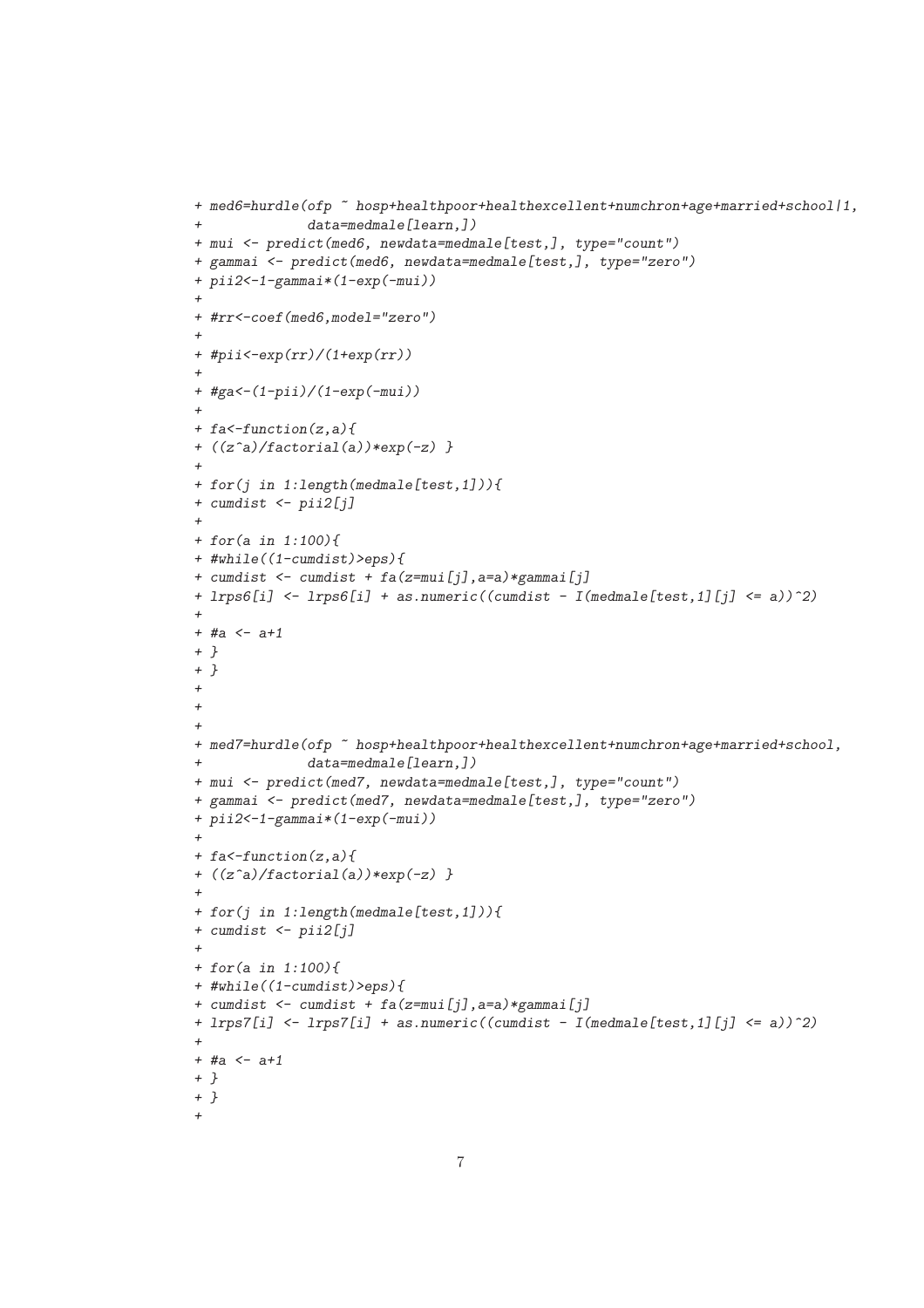```
+ med6=hurdle(ofp ~ hosp+healthpoor+healthexcellent+numchron+age+married+school|1,
+             data=medmale[learn,])
+ mui <- predict(med6, newdata=medmale[test,], type="count")
+ gammai <- predict(med6, newdata=medmale[test,], type="zero")
+ pii2<-1-gammai*(1-exp(-mui))
+
+ #rr<-coef(med6,model="zero")
+
+ #pii<-exp(rr)/(1+exp(rr))
+
+ #ga<-(1-pii)/(1-exp(-mui))
+
+ fa<-function(z,a){
+ ((z^a)/factorial(a))*exp(-z) }
+
+ for(j in 1:length(medmale[test,1])){
+ cumdist <- pii2[j]
+
+ for(a in 1:100){
+ #while((1-cumdist)>eps){
+ cumdist <- cumdist + fa(z=mui[j],a=a)*gammai[j]
+ lrps6[i] <- lrps6[i] + as.numeric((cumdist - I(medmale[test,1][j] <= a))^2)
+
+ #a <- a+1
+ }
+ }
+
+
+
+ med7=hurdle(ofp ~ hosp+healthpoor+healthexcellent+numchron+age+married+school,
+             data=medmale[learn,])
+ mui <- predict(med7, newdata=medmale[test,], type="count")
+ gammai <- predict(med7, newdata=medmale[test,], type="zero")
+ pii2<-1-gammai*(1-exp(-mui))
+
+ fa<-function(z,a){
+ ((z^a)/factorial(a))*exp(-z) }
+
+ for(j in 1:length(medmale[test,1])){
+ cumdist <- pii2[j]
+
+ for(a in 1:100){
+ #while((1-cumdist)>eps){
+ cumdist <- cumdist + fa(z=mui[j],a=a)*gammai[j]
+ lrps7[i] <- lrps7[i] + as.numeric((cumdist - I(medmale[test,1][j] <= a))^2)
+
+ #a <- a+1
+ }
+ }
+
```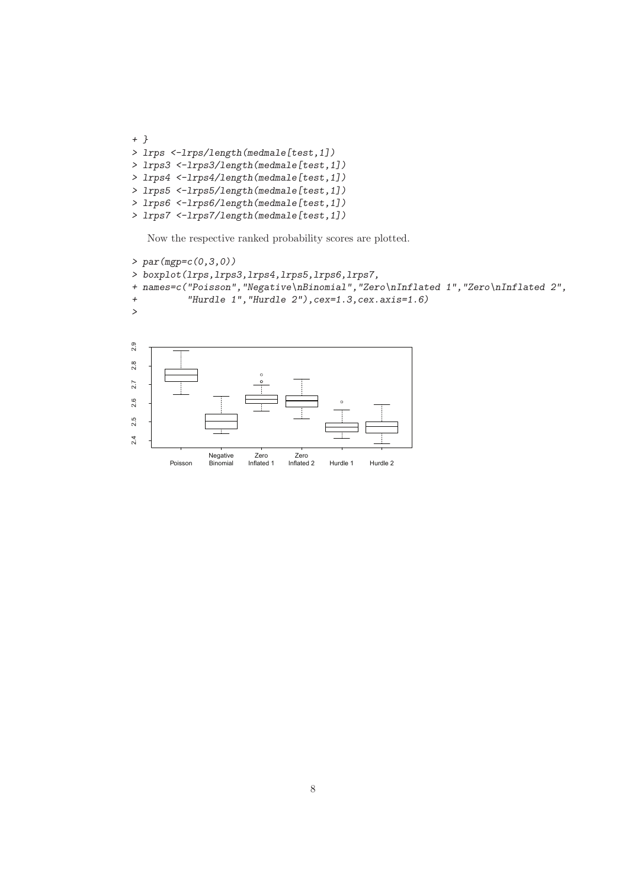```
+ }
> lrps <-lrps/length(medmale[test,1])
> lrps3 <-lrps3/length(medmale[test,1])
> lrps4 <-lrps4/length(medmale[test,1])
> lrps5 <-lrps5/length(medmale[test,1])
> lrps6 <-lrps6/length(medmale[test,1])
> lrps7 <-lrps7/length(medmale[test,1])
```

Now the respective ranked probability scores are plotted.

```
> par(mgp=c(0,3,0))
> boxplot(lrps,lrps3,lrps4,lrps5,lrps6,lrps7,
+ names=c("Poisson","Negative\nBinomial","Zero\nInflated 1","Zero\nInflated 2",
+          "Hurdle 1","Hurdle 2"),cex=1.3,cex.axis=1.6)
>
```

2.9
2.8
2.7
2.6
2.5
2.4

Poisson
Negative Binomial
Zero Inflated 1
Zero Inflated 2
Hurdle 1
Hurdle 2